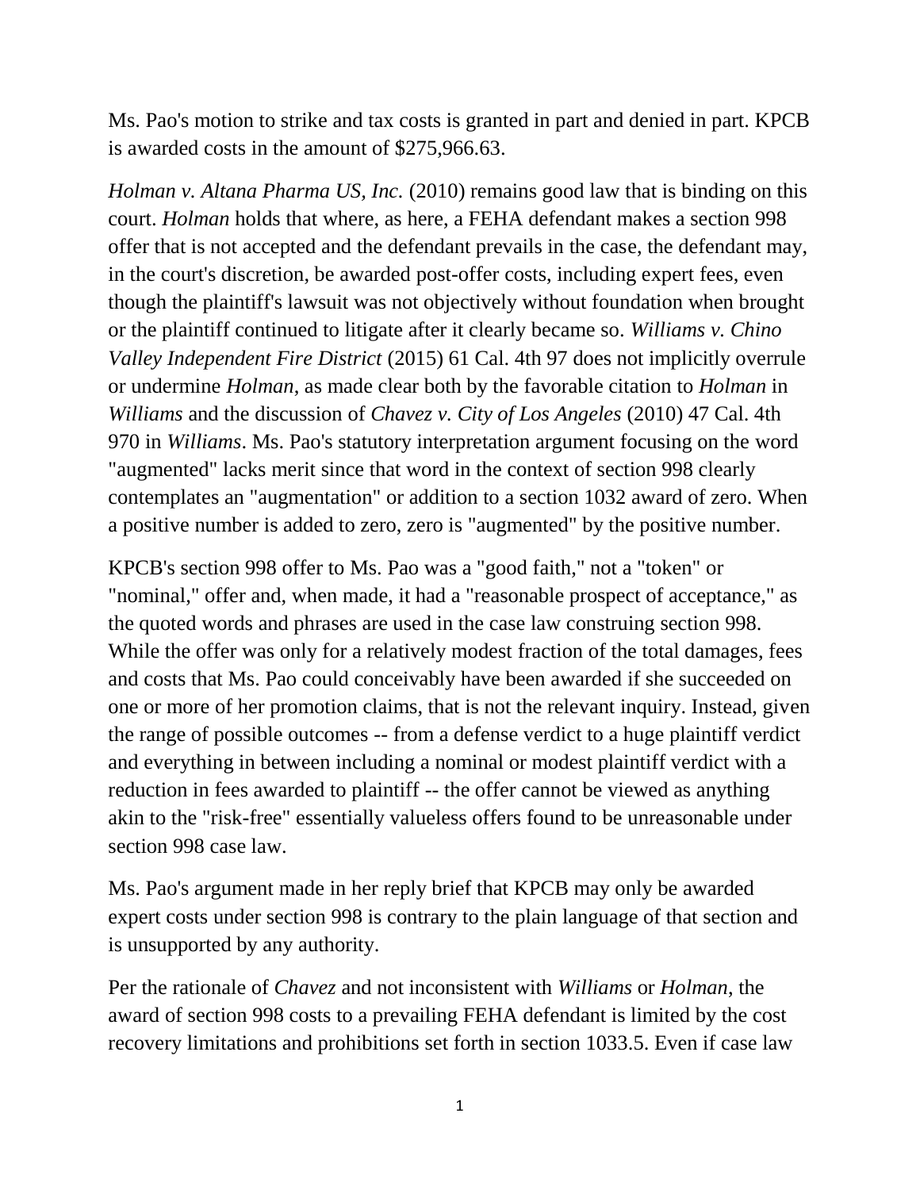Ms. Pao's motion to strike and tax costs is granted in part and denied in part. KPCB is awarded costs in the amount of $275,966.63.

*Holman v. Altana Pharma US, Inc.* (2010) remains good law that is binding on this court. *Holman* holds that where, as here, a FEHA defendant makes a section 998 offer that is not accepted and the defendant prevails in the case, the defendant may, in the court's discretion, be awarded post-offer costs, including expert fees, even though the plaintiff's lawsuit was not objectively without foundation when brought or the plaintiff continued to litigate after it clearly became so. *Williams v. Chino Valley Independent Fire District* (2015) 61 Cal. 4th 97 does not implicitly overrule or undermine *Holman*, as made clear both by the favorable citation to *Holman* in *Williams* and the discussion of *Chavez v. City of Los Angeles* (2010) 47 Cal. 4th 970 in *Williams*. Ms. Pao's statutory interpretation argument focusing on the word "augmented" lacks merit since that word in the context of section 998 clearly contemplates an "augmentation" or addition to a section 1032 award of zero. When a positive number is added to zero, zero is "augmented" by the positive number.

KPCB's section 998 offer to Ms. Pao was a "good faith," not a "token" or "nominal," offer and, when made, it had a "reasonable prospect of acceptance," as the quoted words and phrases are used in the case law construing section 998. While the offer was only for a relatively modest fraction of the total damages, fees and costs that Ms. Pao could conceivably have been awarded if she succeeded on one or more of her promotion claims, that is not the relevant inquiry. Instead, given the range of possible outcomes -- from a defense verdict to a huge plaintiff verdict and everything in between including a nominal or modest plaintiff verdict with a reduction in fees awarded to plaintiff -- the offer cannot be viewed as anything akin to the "risk-free" essentially valueless offers found to be unreasonable under section 998 case law.

Ms. Pao's argument made in her reply brief that KPCB may only be awarded expert costs under section 998 is contrary to the plain language of that section and is unsupported by any authority.

Per the rationale of *Chavez* and not inconsistent with *Williams* or *Holman*, the award of section 998 costs to a prevailing FEHA defendant is limited by the cost recovery limitations and prohibitions set forth in section 1033.5. Even if case law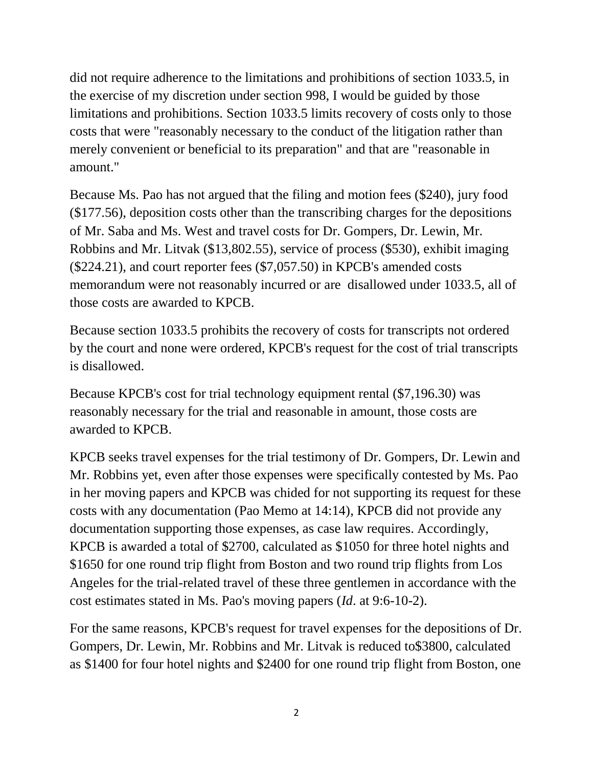did not require adherence to the limitations and prohibitions of section 1033.5, in the exercise of my discretion under section 998, I would be guided by those limitations and prohibitions. Section 1033.5 limits recovery of costs only to those costs that were "reasonably necessary to the conduct of the litigation rather than merely convenient or beneficial to its preparation" and that are "reasonable in amount."

Because Ms. Pao has not argued that the filing and motion fees ($240), jury food ($177.56), deposition costs other than the transcribing charges for the depositions of Mr. Saba and Ms. West and travel costs for Dr. Gompers, Dr. Lewin, Mr. Robbins and Mr. Litvak ($13,802.55), service of process ($530), exhibit imaging ($224.21), and court reporter fees ($7,057.50) in KPCB's amended costs memorandum were not reasonably incurred or are disallowed under 1033.5, all of those costs are awarded to KPCB.

Because section 1033.5 prohibits the recovery of costs for transcripts not ordered by the court and none were ordered, KPCB's request for the cost of trial transcripts is disallowed.

Because KPCB's cost for trial technology equipment rental ($7,196.30) was reasonably necessary for the trial and reasonable in amount, those costs are awarded to KPCB.

KPCB seeks travel expenses for the trial testimony of Dr. Gompers, Dr. Lewin and Mr. Robbins yet, even after those expenses were specifically contested by Ms. Pao in her moving papers and KPCB was chided for not supporting its request for these costs with any documentation (Pao Memo at 14:14), KPCB did not provide any documentation supporting those expenses, as case law requires. Accordingly, KPCB is awarded a total of $2700, calculated as $1050 for three hotel nights and $1650 for one round trip flight from Boston and two round trip flights from Los Angeles for the trial-related travel of these three gentlemen in accordance with the cost estimates stated in Ms. Pao's moving papers (*Id*. at 9:6-10-2).

For the same reasons, KPCB's request for travel expenses for the depositions of Dr. Gompers, Dr. Lewin, Mr. Robbins and Mr. Litvak is reduced to$3800, calculated as $1400 for four hotel nights and $2400 for one round trip flight from Boston, one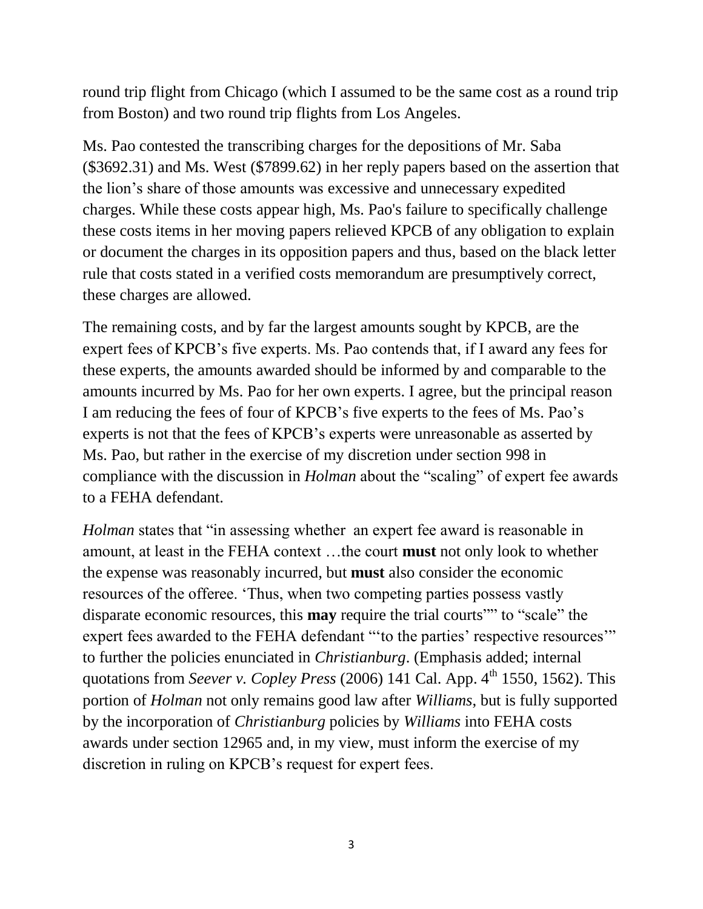round trip flight from Chicago (which I assumed to be the same cost as a round trip from Boston) and two round trip flights from Los Angeles.

Ms. Pao contested the transcribing charges for the depositions of Mr. Saba ($3692.31) and Ms. West ($7899.62) in her reply papers based on the assertion that the lion's share of those amounts was excessive and unnecessary expedited charges. While these costs appear high, Ms. Pao's failure to specifically challenge these costs items in her moving papers relieved KPCB of any obligation to explain or document the charges in its opposition papers and thus, based on the black letter rule that costs stated in a verified costs memorandum are presumptively correct, these charges are allowed.

The remaining costs, and by far the largest amounts sought by KPCB, are the expert fees of KPCB's five experts. Ms. Pao contends that, if I award any fees for these experts, the amounts awarded should be informed by and comparable to the amounts incurred by Ms. Pao for her own experts. I agree, but the principal reason I am reducing the fees of four of KPCB's five experts to the fees of Ms. Pao's experts is not that the fees of KPCB's experts were unreasonable as asserted by Ms. Pao, but rather in the exercise of my discretion under section 998 in compliance with the discussion in *Holman* about the "scaling" of expert fee awards to a FEHA defendant.

*Holman* states that "in assessing whether an expert fee award is reasonable in amount, at least in the FEHA context …the court **must** not only look to whether the expense was reasonably incurred, but **must** also consider the economic resources of the offeree. 'Thus, when two competing parties possess vastly disparate economic resources, this **may** require the trial courts"" to "scale" the expert fees awarded to the FEHA defendant "'to the parties' respective resources'" to further the policies enunciated in *Christianburg*. (Emphasis added; internal quotations from *Seever v. Copley Press* (2006) 141 Cal. App. 4th 1550, 1562). This portion of *Holman* not only remains good law after *Williams*, but is fully supported by the incorporation of *Christianburg* policies by *Williams* into FEHA costs awards under section 12965 and, in my view, must inform the exercise of my discretion in ruling on KPCB's request for expert fees.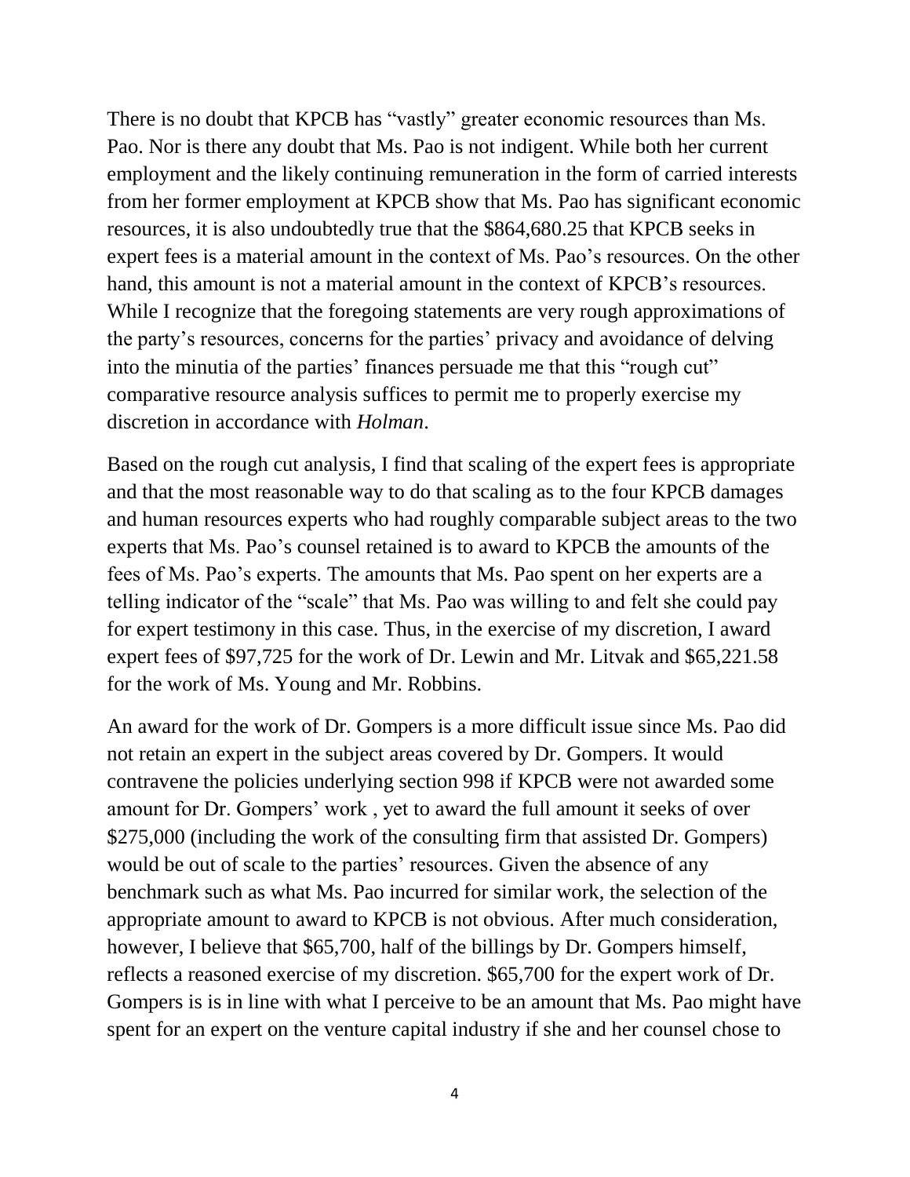There is no doubt that KPCB has "vastly" greater economic resources than Ms. Pao. Nor is there any doubt that Ms. Pao is not indigent. While both her current employment and the likely continuing remuneration in the form of carried interests from her former employment at KPCB show that Ms. Pao has significant economic resources, it is also undoubtedly true that the $864,680.25 that KPCB seeks in expert fees is a material amount in the context of Ms. Pao's resources. On the other hand, this amount is not a material amount in the context of KPCB's resources. While I recognize that the foregoing statements are very rough approximations of the party's resources, concerns for the parties' privacy and avoidance of delving into the minutia of the parties' finances persuade me that this "rough cut" comparative resource analysis suffices to permit me to properly exercise my discretion in accordance with *Holman*.

Based on the rough cut analysis, I find that scaling of the expert fees is appropriate and that the most reasonable way to do that scaling as to the four KPCB damages and human resources experts who had roughly comparable subject areas to the two experts that Ms. Pao's counsel retained is to award to KPCB the amounts of the fees of Ms. Pao's experts. The amounts that Ms. Pao spent on her experts are a telling indicator of the "scale" that Ms. Pao was willing to and felt she could pay for expert testimony in this case. Thus, in the exercise of my discretion, I award expert fees of $97,725 for the work of Dr. Lewin and Mr. Litvak and $65,221.58 for the work of Ms. Young and Mr. Robbins.

An award for the work of Dr. Gompers is a more difficult issue since Ms. Pao did not retain an expert in the subject areas covered by Dr. Gompers. It would contravene the policies underlying section 998 if KPCB were not awarded some amount for Dr. Gompers' work , yet to award the full amount it seeks of over $275,000 (including the work of the consulting firm that assisted Dr. Gompers) would be out of scale to the parties' resources. Given the absence of any benchmark such as what Ms. Pao incurred for similar work, the selection of the appropriate amount to award to KPCB is not obvious. After much consideration, however, I believe that $65,700, half of the billings by Dr. Gompers himself, reflects a reasoned exercise of my discretion. $65,700 for the expert work of Dr. Gompers is is in line with what I perceive to be an amount that Ms. Pao might have spent for an expert on the venture capital industry if she and her counsel chose to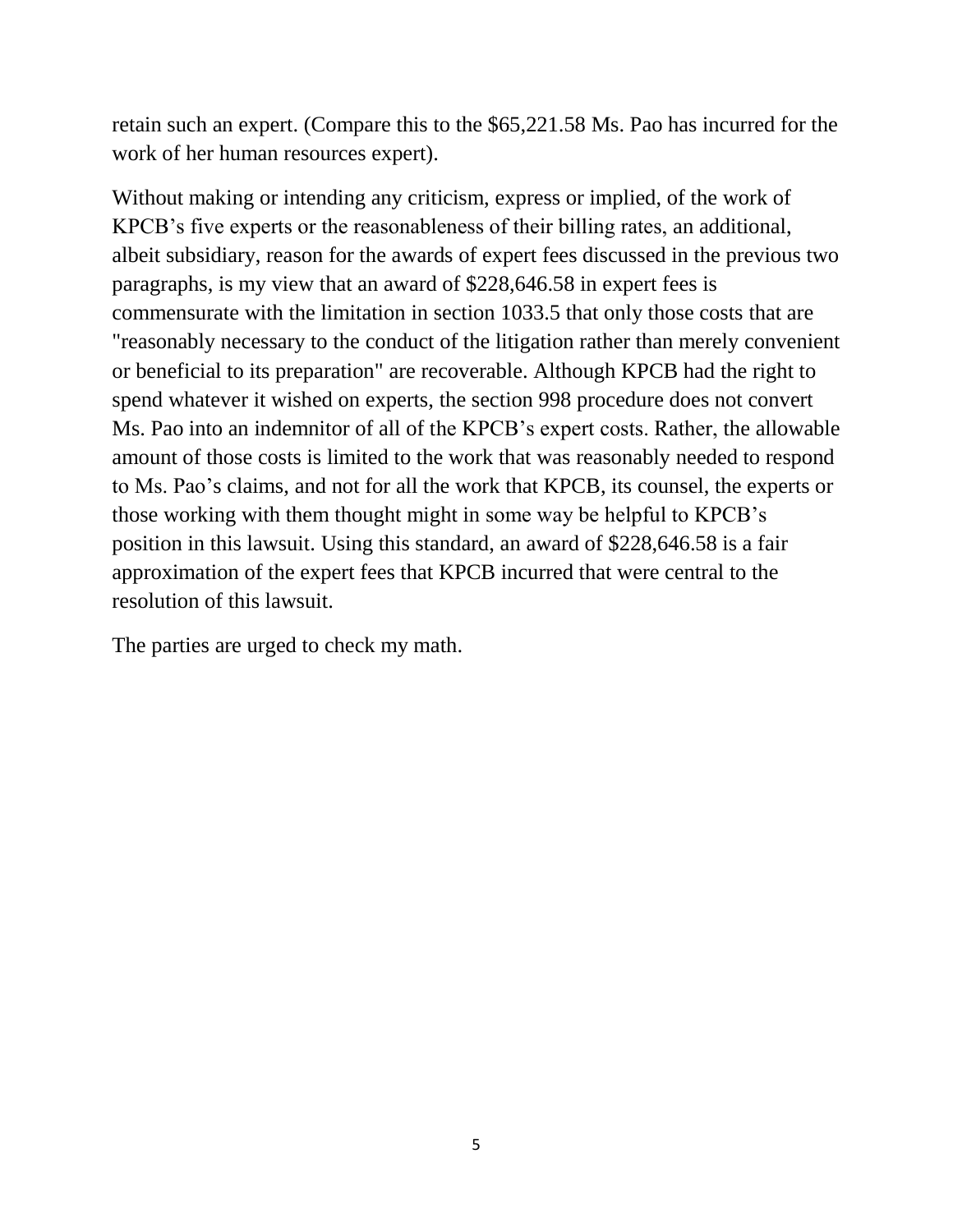retain such an expert. (Compare this to the $65,221.58 Ms. Pao has incurred for the work of her human resources expert).

Without making or intending any criticism, express or implied, of the work of KPCB's five experts or the reasonableness of their billing rates, an additional, albeit subsidiary, reason for the awards of expert fees discussed in the previous two paragraphs, is my view that an award of $228,646.58 in expert fees is commensurate with the limitation in section 1033.5 that only those costs that are "reasonably necessary to the conduct of the litigation rather than merely convenient or beneficial to its preparation" are recoverable. Although KPCB had the right to spend whatever it wished on experts, the section 998 procedure does not convert Ms. Pao into an indemnitor of all of the KPCB's expert costs. Rather, the allowable amount of those costs is limited to the work that was reasonably needed to respond to Ms. Pao's claims, and not for all the work that KPCB, its counsel, the experts or those working with them thought might in some way be helpful to KPCB's position in this lawsuit. Using this standard, an award of $228,646.58 is a fair approximation of the expert fees that KPCB incurred that were central to the resolution of this lawsuit.

The parties are urged to check my math.